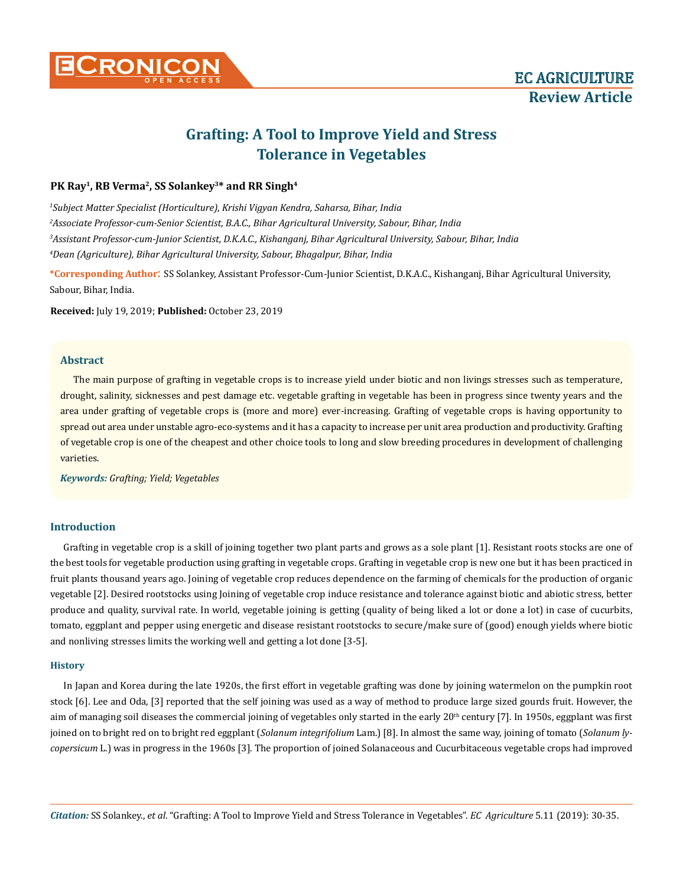# Grafting: A Tool to Improve Yield and Stress Tolerance in Vegetables

**PK Ray[1], RB Verma[2], SS Solankey[3]* and RR Singh[4]**

[1]*Subject Matter Specialist (Horticulture), Krishi Vigyan Kendra, Saharsa, Bihar, India*

[2]*Associate Professor-cum-Senior Scientist, B.A.C., Bihar Agricultural University, Sabour, Bihar, India*

[3]*Assistant Professor-cum-Junior Scientist, D.K.A.C., Kishanganj, Bihar Agricultural University, Sabour, Bihar, India*

[4]*Dean (Agriculture), Bihar Agricultural University, Sabour, Bhagalpur, Bihar, India*

***Corresponding Author:** SS Solankey, Assistant Professor-Cum-Junior Scientist, D.K.A.C., Kishanganj, Bihar Agricultural University, Sabour, Bihar, India.

**Received:** July 19, 2019; **Published:** October 23, 2019

## Abstract

The main purpose of grafting in vegetable crops is to increase yield under biotic and non livings stresses such as temperature, drought, salinity, sicknesses and pest damage etc. vegetable grafting in vegetable has been in progress since twenty years and the area under grafting of vegetable crops is (more and more) ever-increasing. Grafting of vegetable crops is having opportunity to spread out area under unstable agro-eco-systems and it has a capacity to increase per unit area production and productivity. Grafting of vegetable crop is one of the cheapest and other choice tools to long and slow breeding procedures in development of challenging varieties.

***Keywords:** Grafting; Yield; Vegetables*

## Introduction

Grafting in vegetable crop is a skill of joining together two plant parts and grows as a sole plant [1]. Resistant roots stocks are one of the best tools for vegetable production using grafting in vegetable crops. Grafting in vegetable crop is new one but it has been practiced in fruit plants thousand years ago. Joining of vegetable crop reduces dependence on the farming of chemicals for the production of organic vegetable [2]. Desired rootstocks using Joining of vegetable crop induce resistance and tolerance against biotic and abiotic stress, better produce and quality, survival rate. In world, vegetable joining is getting (quality of being liked a lot or done a lot) in case of cucurbits, tomato, eggplant and pepper using energetic and disease resistant rootstocks to secure/make sure of (good) enough yields where biotic and nonliving stresses limits the working well and getting a lot done [3-5].

### History

In Japan and Korea during the late 1920s, the first effort in vegetable grafting was done by joining watermelon on the pumpkin root stock [6]. Lee and Oda, [3] reported that the self joining was used as a way of method to produce large sized gourds fruit. However, the aim of managing soil diseases the commercial joining of vegetables only started in the early 20th century [7]. In 1950s, eggplant was first joined on to bright red on to bright red eggplant (*Solanum integrifolium* Lam.) [8]. In almost the same way, joining of tomato (*Solanum lycopersicum* L.) was in progress in the 1960s [3]. The proportion of joined Solanaceous and Cucurbitaceous vegetable crops had improved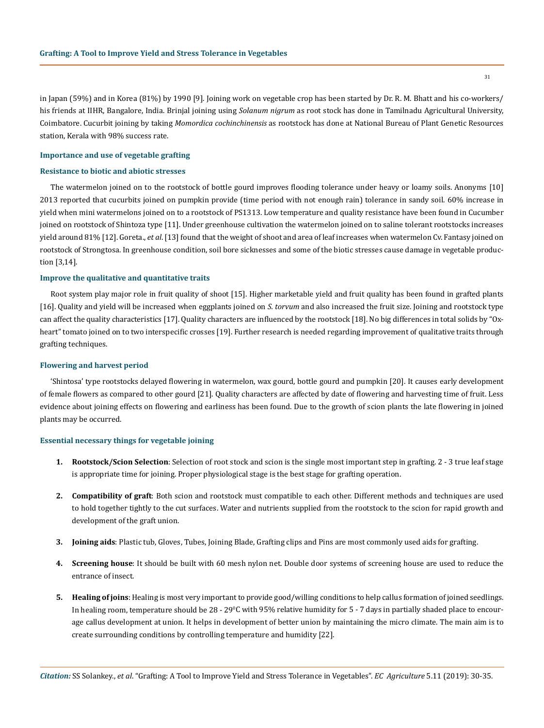in Japan (59%) and in Korea (81%) by 1990 [9]. Joining work on vegetable crop has been started by Dr. R. M. Bhatt and his co-workers/ his friends at IIHR, Bangalore, India. Brinjal joining using *Solanum nigrum* as root stock has done in Tamilnadu Agricultural University, Coimbatore. Cucurbit joining by taking *Momordica cochinchinensis* as rootstock has done at National Bureau of Plant Genetic Resources station, Kerala with 98% success rate.

### Importance and use of vegetable grafting

### Resistance to biotic and abiotic stresses

The watermelon joined on to the rootstock of bottle gourd improves flooding tolerance under heavy or loamy soils. Anonyms [10] 2013 reported that cucurbits joined on pumpkin provide (time period with not enough rain) tolerance in sandy soil. 60% increase in yield when mini watermelons joined on to a rootstock of PS1313. Low temperature and quality resistance have been found in Cucumber joined on rootstock of Shintoza type [11]. Under greenhouse cultivation the watermelon joined on to saline tolerant rootstocks increases yield around 81% [12]. Goreta., *et al*. [13] found that the weight of shoot and area of leaf increases when watermelon Cv. Fantasy joined on rootstock of Strongtosa. In greenhouse condition, soil bore sicknesses and some of the biotic stresses cause damage in vegetable production [3,14].

### Improve the qualitative and quantitative traits

Root system play major role in fruit quality of shoot [15]. Higher marketable yield and fruit quality has been found in grafted plants [16]. Quality and yield will be increased when eggplants joined on *S. torvum* and also increased the fruit size. Joining and rootstock type can affect the quality characteristics [17]. Quality characters are influenced by the rootstock [18]. No big differences in total solids by "Ox-heart" tomato joined on to two interspecific crosses [19]. Further research is needed regarding improvement of qualitative traits through grafting techniques.

### Flowering and harvest period

'Shintosa' type rootstocks delayed flowering in watermelon, wax gourd, bottle gourd and pumpkin [20]. It causes early development of female flowers as compared to other gourd [21]. Quality characters are affected by date of flowering and harvesting time of fruit. Less evidence about joining effects on flowering and earliness has been found. Due to the growth of scion plants the late flowering in joined plants may be occurred.

### Essential necessary things for vegetable joining

1. **Rootstock/Scion Selection**: Selection of root stock and scion is the single most important step in grafting. 2 - 3 true leaf stage is appropriate time for joining. Proper physiological stage is the best stage for grafting operation.
2. **Compatibility of graft**: Both scion and rootstock must compatible to each other. Different methods and techniques are used to hold together tightly to the cut surfaces. Water and nutrients supplied from the rootstock to the scion for rapid growth and development of the graft union.
3. **Joining aids**: Plastic tub, Gloves, Tubes, Joining Blade, Grafting clips and Pins are most commonly used aids for grafting.
4. **Screening house**: It should be built with 60 mesh nylon net. Double door systems of screening house are used to reduce the entrance of insect.
5. **Healing of joins**: Healing is most very important to provide good/willing conditions to help callus formation of joined seedlings. In healing room, temperature should be 28 - 29$^0$C with 95% relative humidity for 5 - 7 days in partially shaded place to encourage callus development at union. It helps in development of better union by maintaining the micro climate. The main aim is to create surrounding conditions by controlling temperature and humidity [22].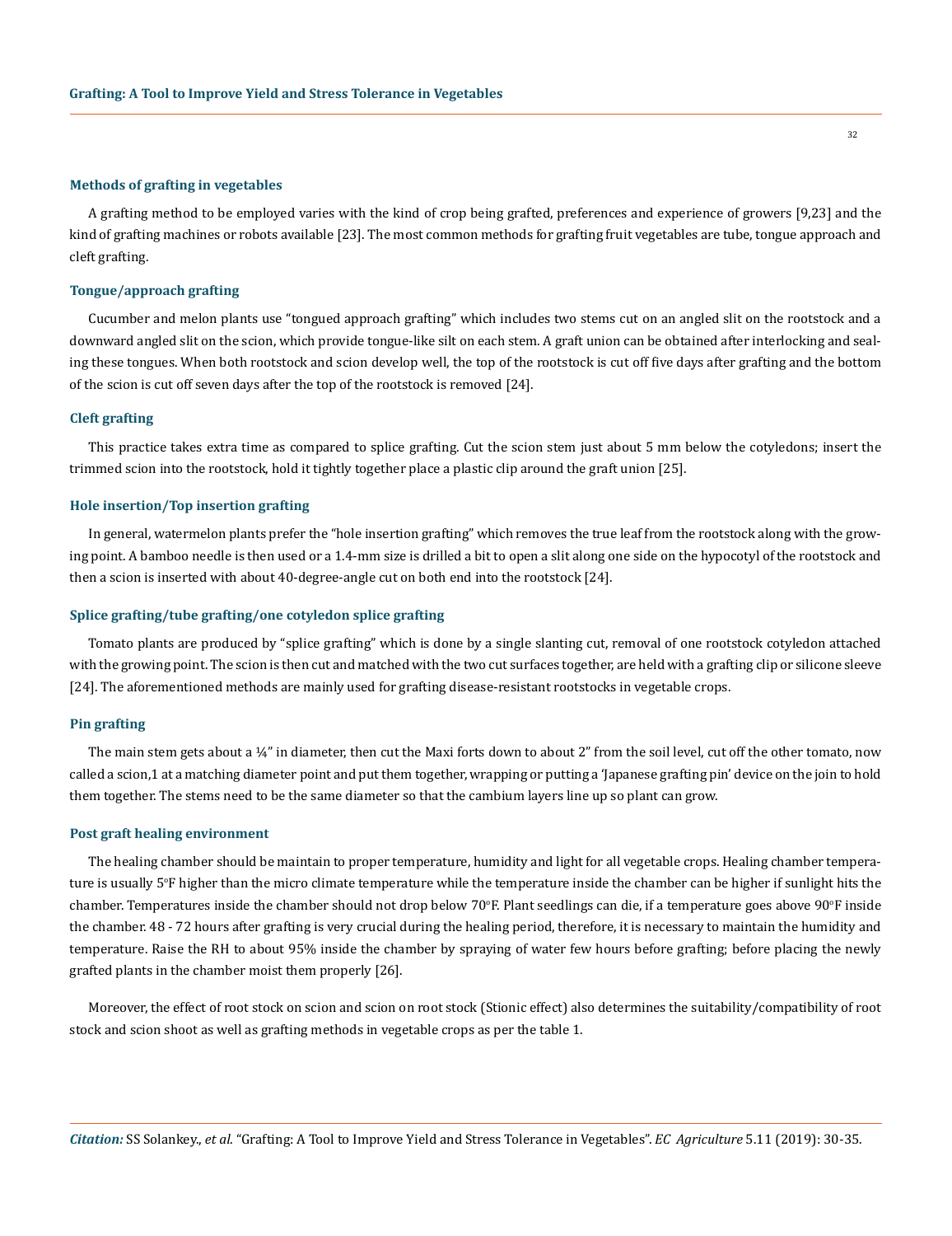### Methods of grafting in vegetables

A grafting method to be employed varies with the kind of crop being grafted, preferences and experience of growers [9,23] and the kind of grafting machines or robots available [23]. The most common methods for grafting fruit vegetables are tube, tongue approach and cleft grafting.

### Tongue/approach grafting

Cucumber and melon plants use "tongued approach grafting" which includes two stems cut on an angled slit on the rootstock and a downward angled slit on the scion, which provide tongue-like silt on each stem. A graft union can be obtained after interlocking and sealing these tongues. When both rootstock and scion develop well, the top of the rootstock is cut off five days after grafting and the bottom of the scion is cut off seven days after the top of the rootstock is removed [24].

### Cleft grafting

This practice takes extra time as compared to splice grafting. Cut the scion stem just about 5 mm below the cotyledons; insert the trimmed scion into the rootstock, hold it tightly together place a plastic clip around the graft union [25].

### Hole insertion/Top insertion grafting

In general, watermelon plants prefer the "hole insertion grafting" which removes the true leaf from the rootstock along with the growing point. A bamboo needle is then used or a 1.4-mm size is drilled a bit to open a slit along one side on the hypocotyl of the rootstock and then a scion is inserted with about 40-degree-angle cut on both end into the rootstock [24].

### Splice grafting/tube grafting/one cotyledon splice grafting

Tomato plants are produced by "splice grafting" which is done by a single slanting cut, removal of one rootstock cotyledon attached with the growing point. The scion is then cut and matched with the two cut surfaces together, are held with a grafting clip or silicone sleeve [24]. The aforementioned methods are mainly used for grafting disease-resistant rootstocks in vegetable crops.

### Pin grafting

The main stem gets about a ¼" in diameter, then cut the Maxi forts down to about 2" from the soil level, cut off the other tomato, now called a scion,1 at a matching diameter point and put them together, wrapping or putting a 'Japanese grafting pin' device on the join to hold them together. The stems need to be the same diameter so that the cambium layers line up so plant can grow.

### Post graft healing environment

The healing chamber should be maintain to proper temperature, humidity and light for all vegetable crops. Healing chamber temperature is usually 5°F higher than the micro climate temperature while the temperature inside the chamber can be higher if sunlight hits the chamber. Temperatures inside the chamber should not drop below 70°F. Plant seedlings can die, if a temperature goes above 90°F inside the chamber. 48 - 72 hours after grafting is very crucial during the healing period, therefore, it is necessary to maintain the humidity and temperature. Raise the RH to about 95% inside the chamber by spraying of water few hours before grafting; before placing the newly grafted plants in the chamber moist them properly [26].

Moreover, the effect of root stock on scion and scion on root stock (Stionic effect) also determines the suitability/compatibility of root stock and scion shoot as well as grafting methods in vegetable crops as per the table 1.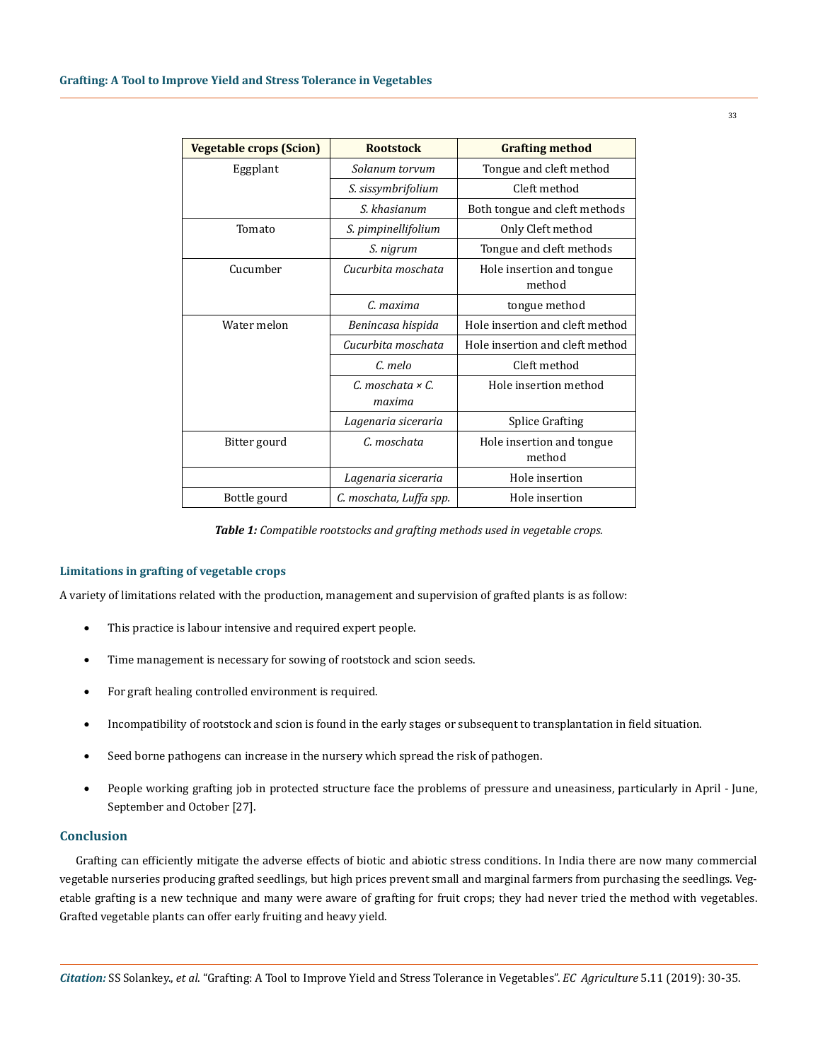| Vegetable crops (Scion) | Rootstock | Grafting method |
|---|---|---|
| Eggplant | *Solanum torvum* | Tongue and cleft method |
| | *S. sissymbrifolium* | Cleft method |
| | *S. khasianum* | Both tongue and cleft methods |
| Tomato | *S. pimpinellifolium* | Only Cleft method |
| | *S. nigrum* | Tongue and cleft methods |
| Cucumber | *Cucurbita moschata* | Hole insertion and tongue method |
| | *C. maxima* | tongue method |
| Water melon | *Benincasa hispida* | Hole insertion and cleft method |
| | *Cucurbita moschata* | Hole insertion and cleft method |
| | *C. melo* | Cleft method |
| | *C. moschata × C. maxima* | Hole insertion method |
| | *Lagenaria siceraria* | Splice Grafting |
| Bitter gourd | *C. moschata* | Hole insertion and tongue method |
| | *Lagenaria siceraria* | Hole insertion |
| Bottle gourd | *C. moschata, Luffa spp.* | Hole insertion |

***Table 1:*** *Compatible rootstocks and grafting methods used in vegetable crops.*

### Limitations in grafting of vegetable crops

A variety of limitations related with the production, management and supervision of grafted plants is as follow:

- This practice is labour intensive and required expert people.
- Time management is necessary for sowing of rootstock and scion seeds.
- For graft healing controlled environment is required.
- Incompatibility of rootstock and scion is found in the early stages or subsequent to transplantation in field situation.
- Seed borne pathogens can increase in the nursery which spread the risk of pathogen.
- People working grafting job in protected structure face the problems of pressure and uneasiness, particularly in April - June, September and October [27].

## Conclusion

Grafting can efficiently mitigate the adverse effects of biotic and abiotic stress conditions. In India there are now many commercial vegetable nurseries producing grafted seedlings, but high prices prevent small and marginal farmers from purchasing the seedlings. Vegetable grafting is a new technique and many were aware of grafting for fruit crops; they had never tried the method with vegetables. Grafted vegetable plants can offer early fruiting and heavy yield.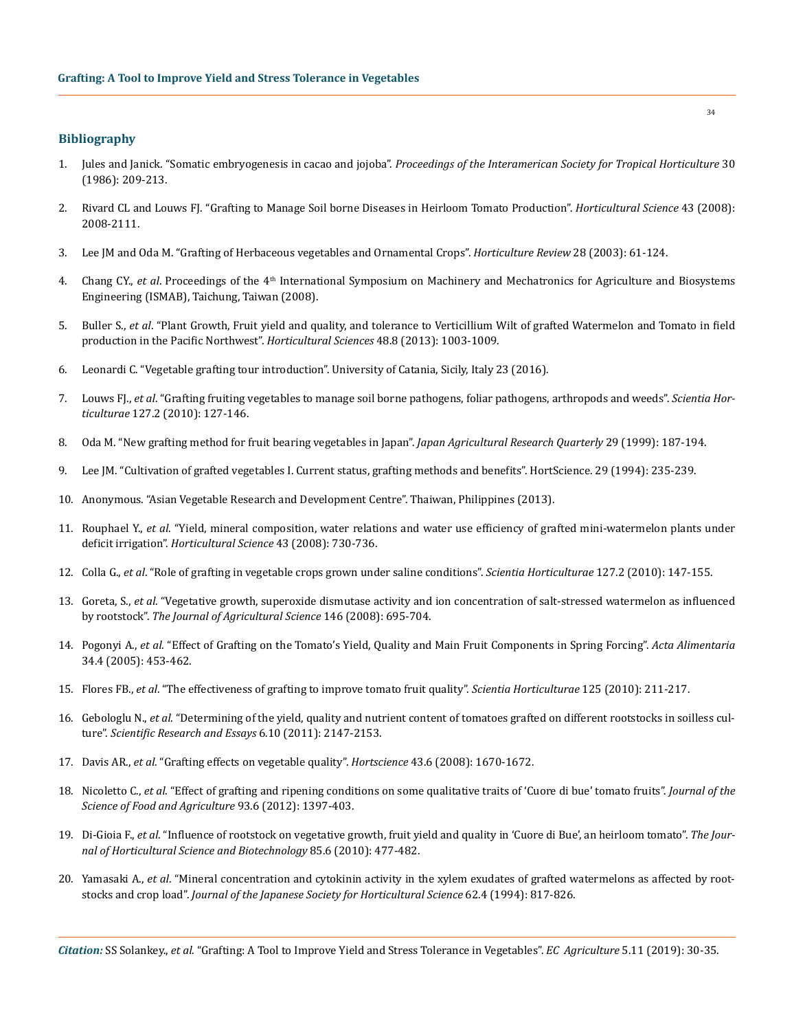## Bibliography

1. Jules and Janick. "Somatic embryogenesis in cacao and jojoba". *Proceedings of the Interamerican Society for Tropical Horticulture* 30 (1986): 209-213.

2. Rivard CL and Louws FJ. "Grafting to Manage Soil borne Diseases in Heirloom Tomato Production". *Horticultural Science* 43 (2008): 2008-2111.

3. Lee JM and Oda M. "Grafting of Herbaceous vegetables and Ornamental Crops". *Horticulture Review* 28 (2003): 61-124.

4. Chang CY., *et al*. Proceedings of the 4th International Symposium on Machinery and Mechatronics for Agriculture and Biosystems Engineering (ISMAB), Taichung, Taiwan (2008).

5. Buller S., *et al*. "Plant Growth, Fruit yield and quality, and tolerance to Verticillium Wilt of grafted Watermelon and Tomato in field production in the Pacific Northwest". *Horticultural Sciences* 48.8 (2013): 1003-1009.

6. Leonardi C. "Vegetable grafting tour introduction". University of Catania, Sicily, Italy 23 (2016).

7. Louws FJ., *et al*. "Grafting fruiting vegetables to manage soil borne pathogens, foliar pathogens, arthropods and weeds". *Scientia Horticulturae* 127.2 (2010): 127-146.

8. Oda M. "New grafting method for fruit bearing vegetables in Japan". *Japan Agricultural Research Quarterly* 29 (1999): 187-194.

9. Lee JM. "Cultivation of grafted vegetables I. Current status, grafting methods and benefits". HortScience. 29 (1994): 235-239.

10. Anonymous. "Asian Vegetable Research and Development Centre". Thaiwan, Philippines (2013).

11. Rouphael Y., *et al*. "Yield, mineral composition, water relations and water use efficiency of grafted mini-watermelon plants under deficit irrigation". *Horticultural Science* 43 (2008): 730-736.

12. Colla G., *et al*. "Role of grafting in vegetable crops grown under saline conditions". *Scientia Horticulturae* 127.2 (2010): 147-155.

13. Goreta, S., *et al*. "Vegetative growth, superoxide dismutase activity and ion concentration of salt-stressed watermelon as influenced by rootstock". *The Journal of Agricultural Science* 146 (2008): 695-704.

14. Pogonyi A., *et al*. "Effect of Grafting on the Tomato's Yield, Quality and Main Fruit Components in Spring Forcing". *Acta Alimentaria* 34.4 (2005): 453-462.

15. Flores FB., *et al*. "The effectiveness of grafting to improve tomato fruit quality". *Scientia Horticulturae* 125 (2010): 211-217.

16. Gebologlu N., *et al*. "Determining of the yield, quality and nutrient content of tomatoes grafted on different rootstocks in soilless culture". *Scientific Research and Essays* 6.10 (2011): 2147-2153.

17. Davis AR., *et al*. "Grafting effects on vegetable quality". *Hortscience* 43.6 (2008): 1670-1672.

18. Nicoletto C., *et al*. "Effect of grafting and ripening conditions on some qualitative traits of 'Cuore di bue' tomato fruits". *Journal of the Science of Food and Agriculture* 93.6 (2012): 1397-403.

19. Di-Gioia F., *et al*. "Influence of rootstock on vegetative growth, fruit yield and quality in 'Cuore di Bue', an heirloom tomato". *The Journal of Horticultural Science and Biotechnology* 85.6 (2010): 477-482.

20. Yamasaki A., *et al*. "Mineral concentration and cytokinin activity in the xylem exudates of grafted watermelons as affected by rootstocks and crop load". *Journal of the Japanese Society for Horticultural Science* 62.4 (1994): 817-826.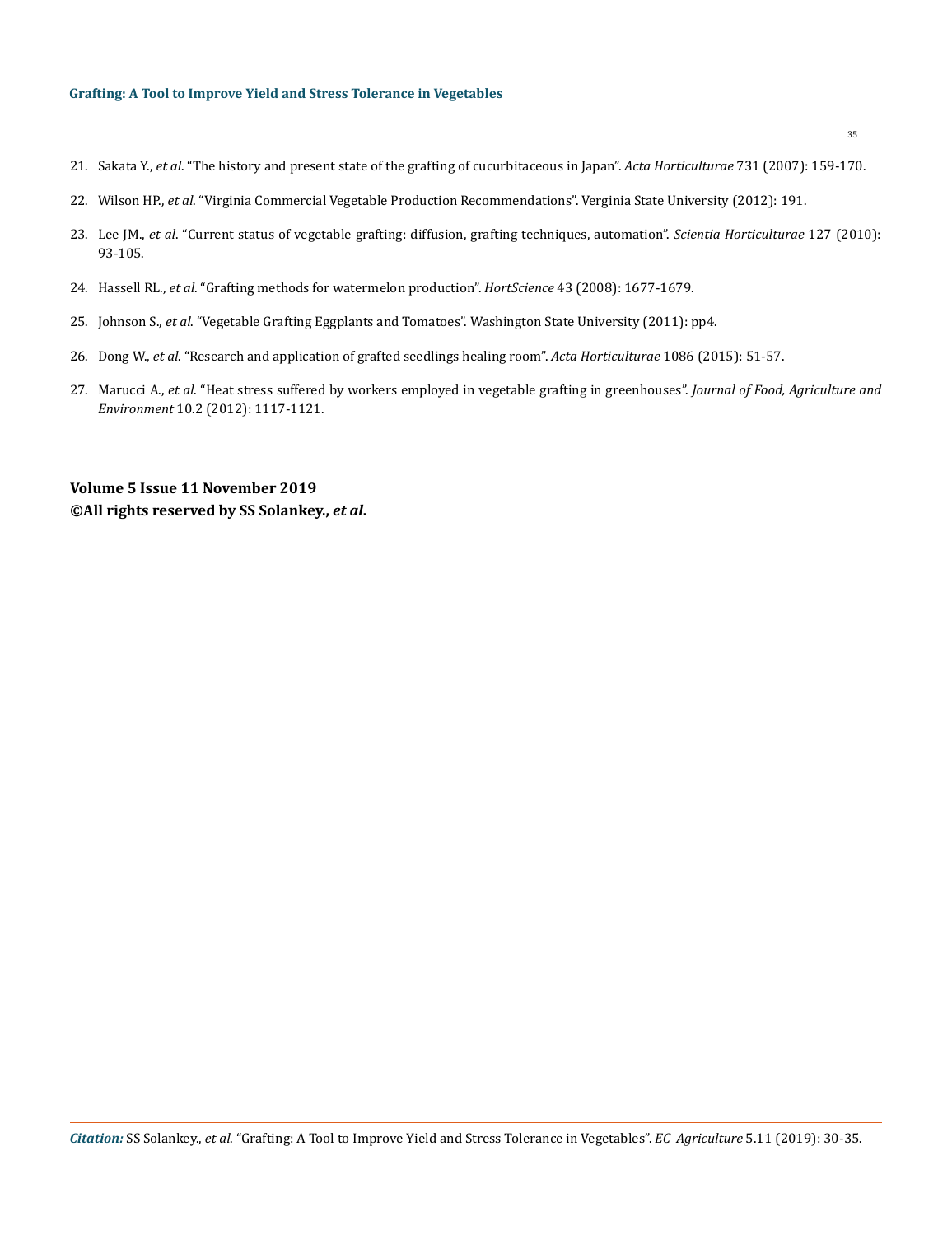21. Sakata Y., *et al*. "The history and present state of the grafting of cucurbitaceous in Japan". *Acta Horticulturae* 731 (2007): 159-170.

22. Wilson HP., *et al*. "Virginia Commercial Vegetable Production Recommendations". Verginia State University (2012): 191.

23. Lee JM., *et al*. "Current status of vegetable grafting: diffusion, grafting techniques, automation". *Scientia Horticulturae* 127 (2010): 93-105.

24. Hassell RL., *et al*. "Grafting methods for watermelon production". *HortScience* 43 (2008): 1677-1679.

25. Johnson S., *et al*. "Vegetable Grafting Eggplants and Tomatoes". Washington State University (2011): pp4.

26. Dong W., *et al*. "Research and application of grafted seedlings healing room". *Acta Horticulturae* 1086 (2015): 51-57.

27. Marucci A., *et al*. "Heat stress suffered by workers employed in vegetable grafting in greenhouses". *Journal of Food, Agriculture and Environment* 10.2 (2012): 1117-1121.

**Volume 5 Issue 11 November 2019**
**©All rights reserved by SS Solankey., *et al*.**